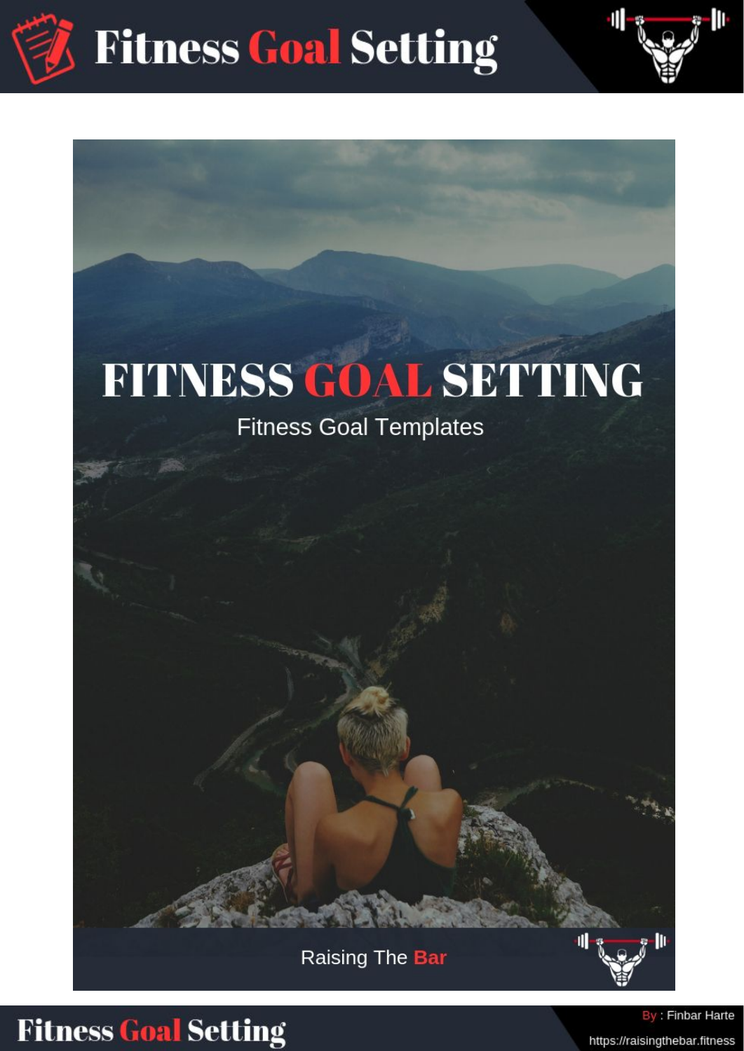# FITNESS GOAL SETTING

Fitness Goal Templates

Raising The Bar

By : Finbar Harte

https://raisingthebar.fitness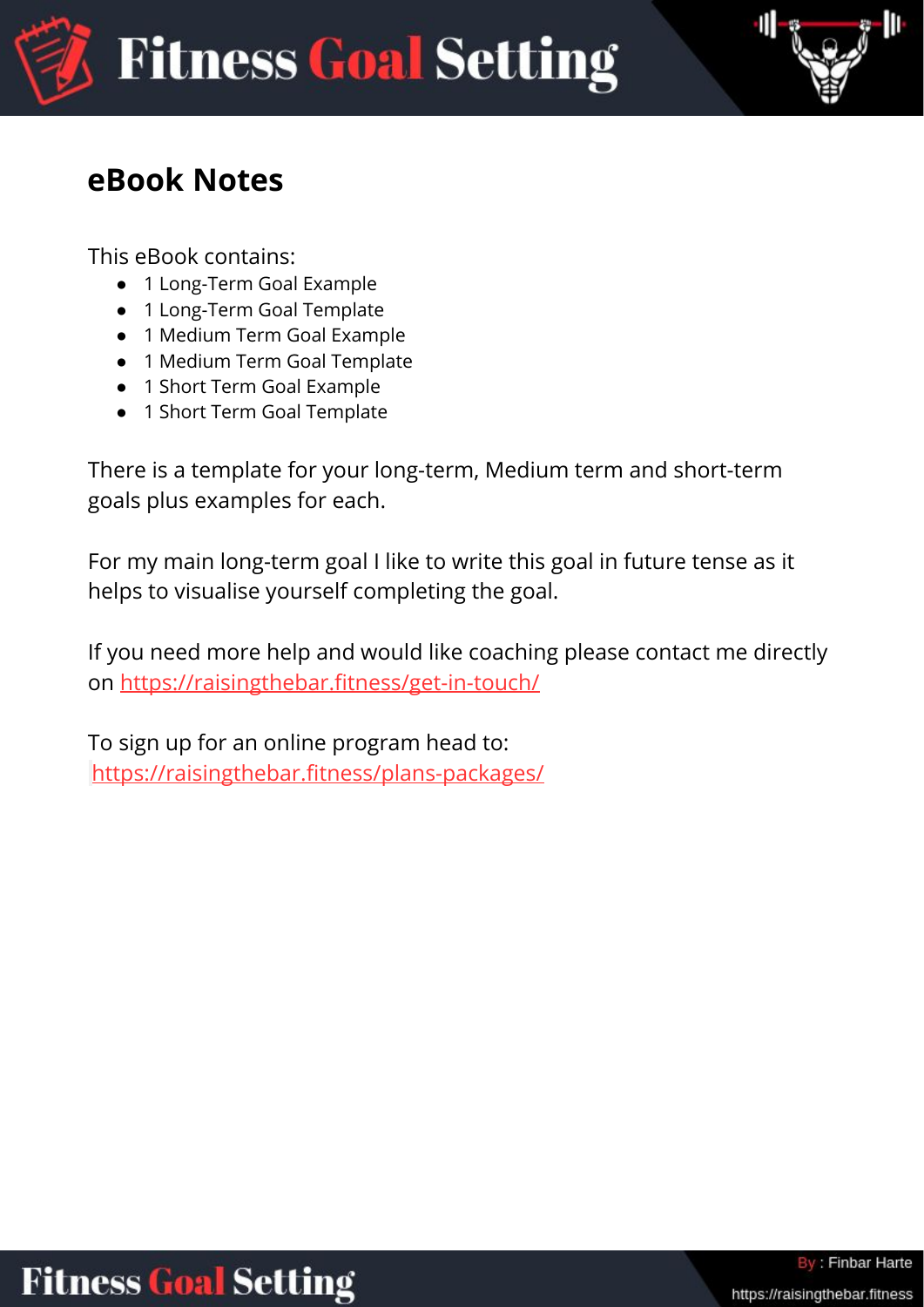## eBook Notes

This eBook contains:

- 1 Long-Term Goal Example
- 1 Long-Term Goal Template
- 1 Medium Term Goal Example
- 1 Medium Term Goal Template
- 1 Short Term Goal Example
- 1 Short Term Goal Template

There is a template for your long-term, Medium term and short-term goals plus examples for each.

For my main long-term goal I like to write this goal in future tense as it helps to visualise yourself completing the goal.

If you need more help and would like coaching please contact me directly on https://raisingthebar.fitness/get-in-touch/

To sign up for an online program head to:
https://raisingthebar.fitness/plans-packages/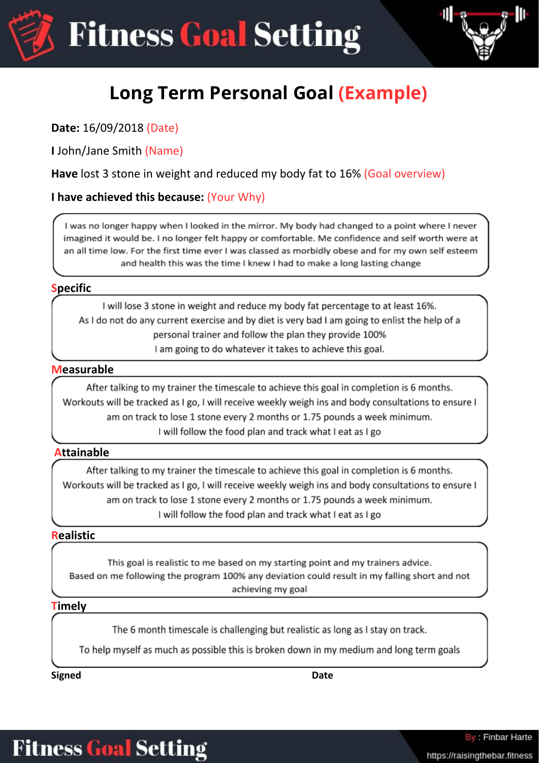# Fitness Goal Setting

## Long Term Personal Goal (Example)

**Date:** 16/09/2018 (Date)

**I** John/Jane Smith (Name)

**Have** lost 3 stone in weight and reduced my body fat to 16% (Goal overview)

**I have achieved this because:** (Your Why)

I was no longer happy when I looked in the mirror. My body had changed to a point where I never imagined it would be. I no longer felt happy or comfortable. Me confidence and self worth were at an all time low. For the first time ever I was classed as morbidly obese and for my own self esteem and health this was the time I knew I had to make a long lasting change

### Specific

I will lose 3 stone in weight and reduce my body fat percentage to at least 16%.
As I do not do any current exercise and by diet is very bad I am going to enlist the help of a personal trainer and follow the plan they provide 100%
I am going to do whatever it takes to achieve this goal.

### Measurable

After talking to my trainer the timescale to achieve this goal in completion is 6 months.
Workouts will be tracked as I go, I will receive weekly weigh ins and body consultations to ensure I am on track to lose 1 stone every 2 months or 1.75 pounds a week minimum.
I will follow the food plan and track what I eat as I go

### Attainable

After talking to my trainer the timescale to achieve this goal in completion is 6 months.
Workouts will be tracked as I go, I will receive weekly weigh ins and body consultations to ensure I am on track to lose 1 stone every 2 months or 1.75 pounds a week minimum.
I will follow the food plan and track what I eat as I go

### Realistic

This goal is realistic to me based on my starting point and my trainers advice.
Based on me following the program 100% any deviation could result in my falling short and not achieving my goal

### Timely

The 6 month timescale is challenging but realistic as long as I stay on track.

To help myself as much as possible this is broken down in my medium and long term goals

**Signed** **Date**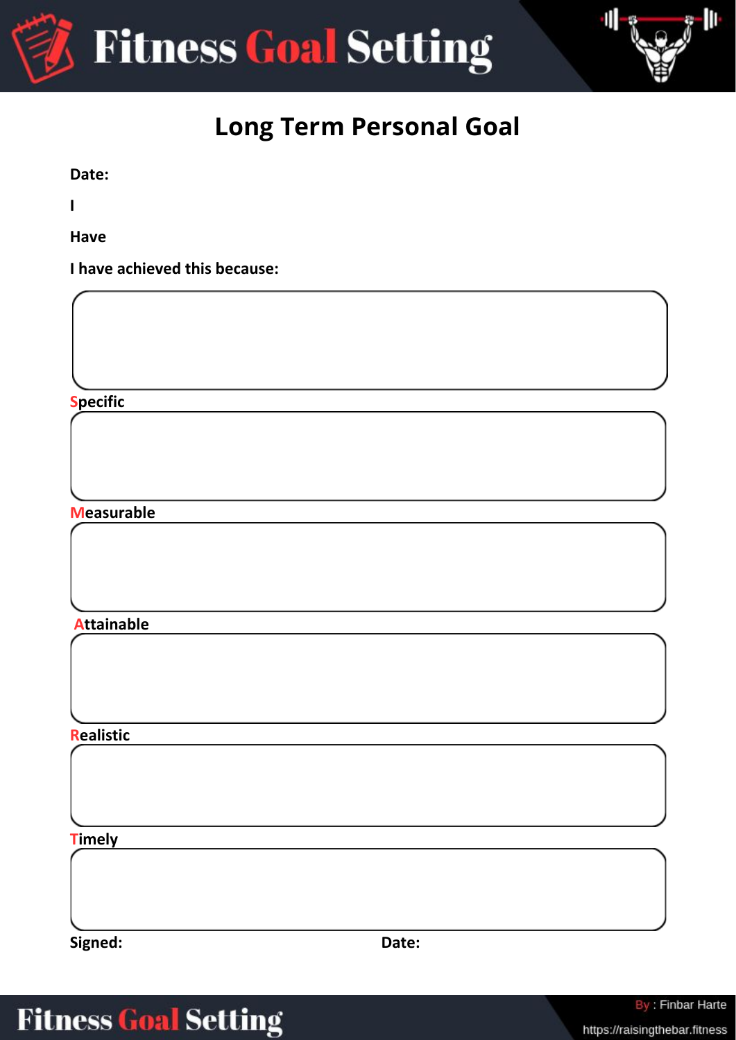# Fitness Goal Setting

## Long Term Personal Goal

**Date:**

**I**

**Have**

**I have achieved this because:**

**Specific**

**Measurable**

**Attainable**

**Realistic**

**Timely**

**Signed:** **Date:**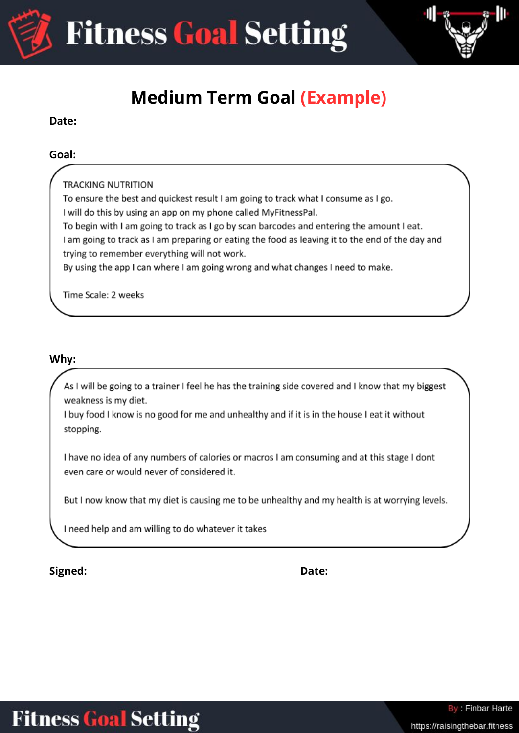## Medium Term Goal (Example)

**Date:**

**Goal:**

TRACKING NUTRITION
To ensure the best and quickest result I am going to track what I consume as I go.
I will do this by using an app on my phone called MyFitnessPal.
To begin with I am going to track as I go by scan barcodes and entering the amount I eat.
I am going to track as I am preparing or eating the food as leaving it to the end of the day and trying to remember everything will not work.
By using the app I can where I am going wrong and what changes I need to make.

Time Scale: 2 weeks

**Why:**

As I will be going to a trainer I feel he has the training side covered and I know that my biggest weakness is my diet.
I buy food I know is no good for me and unhealthy and if it is in the house I eat it without stopping.

I have no idea of any numbers of calories or macros I am consuming and at this stage I dont even care or would never of considered it.

But I now know that my diet is causing me to be unhealthy and my health is at worrying levels.

I need help and am willing to do whatever it takes

**Signed:** **Date:**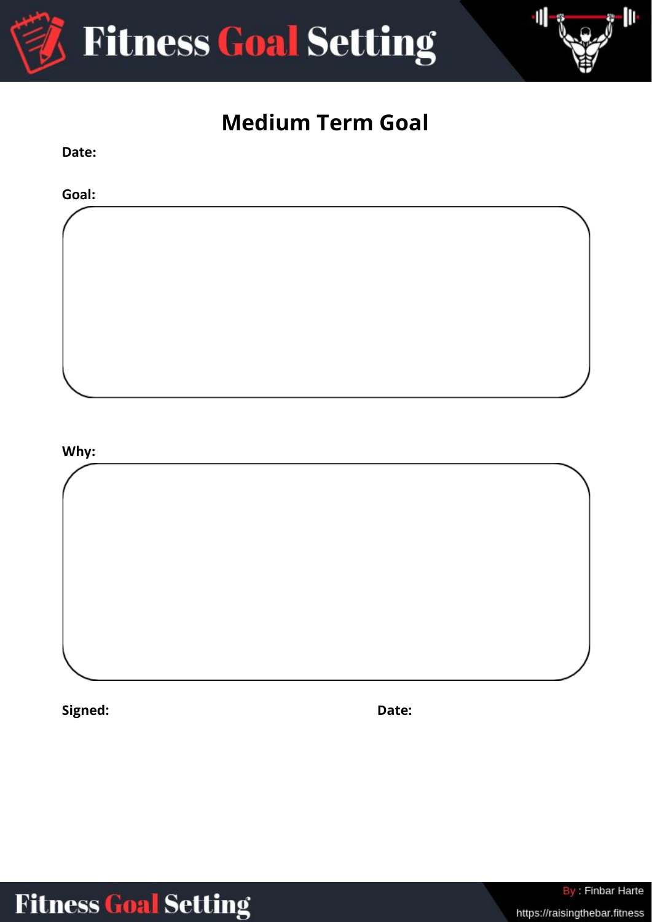# Medium Term Goal

**Date:**

**Goal:**

**Why:**

**Signed:** **Date:**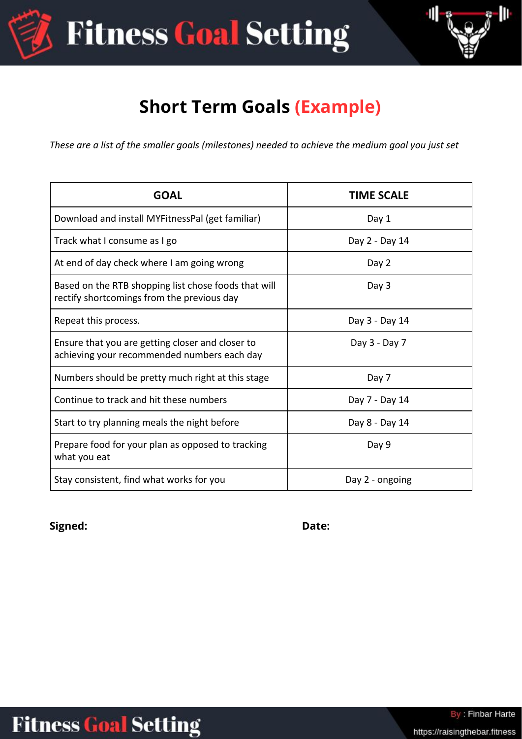## Short Term Goals (Example)

*These are a list of the smaller goals (milestones) needed to achieve the medium goal you just set*

| GOAL | TIME SCALE |
|---|---|
| Download and install MYFitnessPal (get familiar) | Day 1 |
| Track what I consume as I go | Day 2 - Day 14 |
| At end of day check where I am going wrong | Day 2 |
| Based on the RTB shopping list chose foods that will rectify shortcomings from the previous day | Day 3 |
| Repeat this process. | Day 3 - Day 14 |
| Ensure that you are getting closer and closer to achieving your recommended numbers each day | Day 3 - Day 7 |
| Numbers should be pretty much right at this stage | Day 7 |
| Continue to track and hit these numbers | Day 7 - Day 14 |
| Start to try planning meals the night before | Day 8 - Day 14 |
| Prepare food for your plan as opposed to tracking what you eat | Day 9 |
| Stay consistent, find what works for you | Day 2 - ongoing |

**Signed:** **Date:**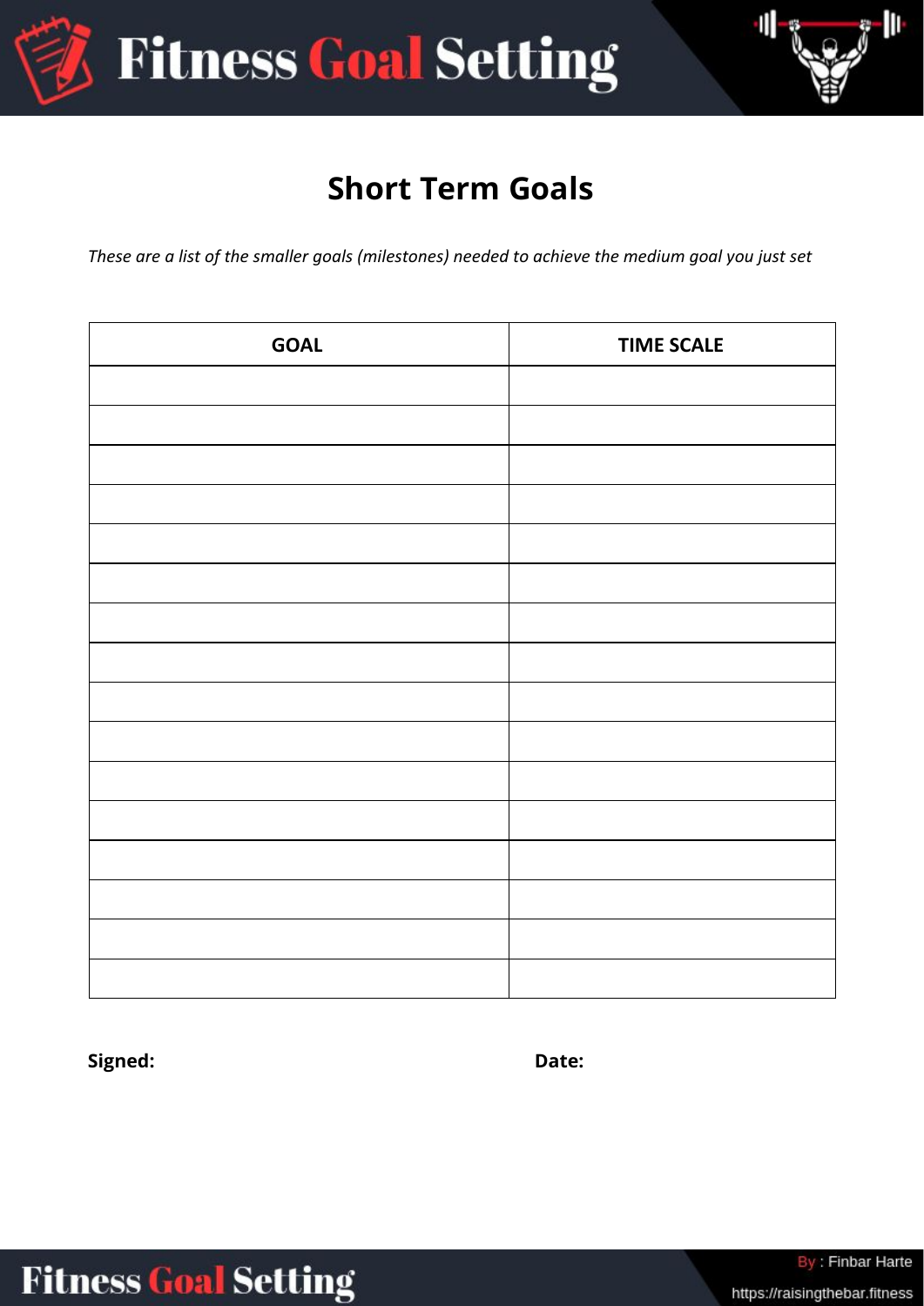## Short Term Goals

*These are a list of the smaller goals (milestones) needed to achieve the medium goal you just set*

| GOAL | TIME SCALE |
| --- | --- |
| | |
| | |
| | |
| | |
| | |
| | |
| | |
| | |
| | |
| | |
| | |
| | |
| | |
| | |
| | |
| | |

**Signed:** **Date:**